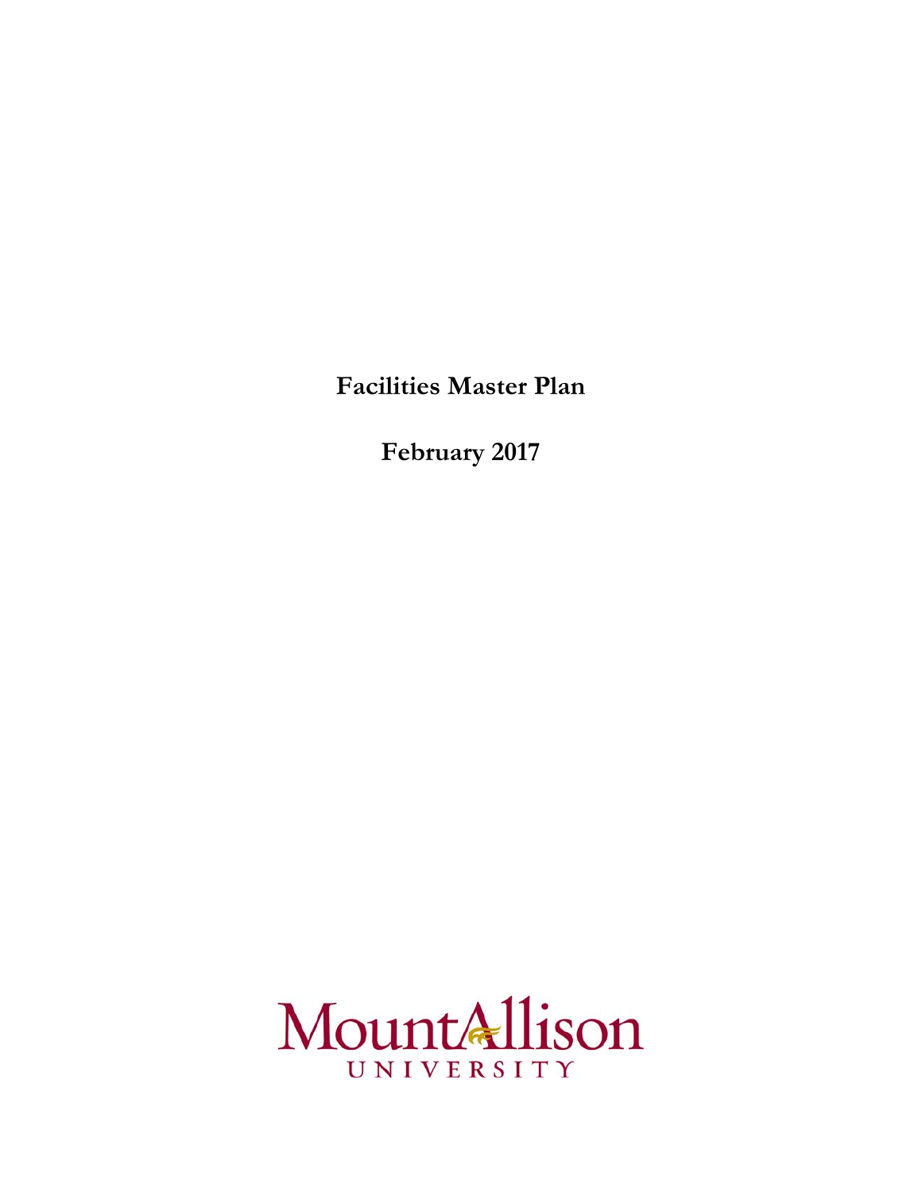# Facilities Master Plan

**February 2017**

Mount Allison
UNIVERSITY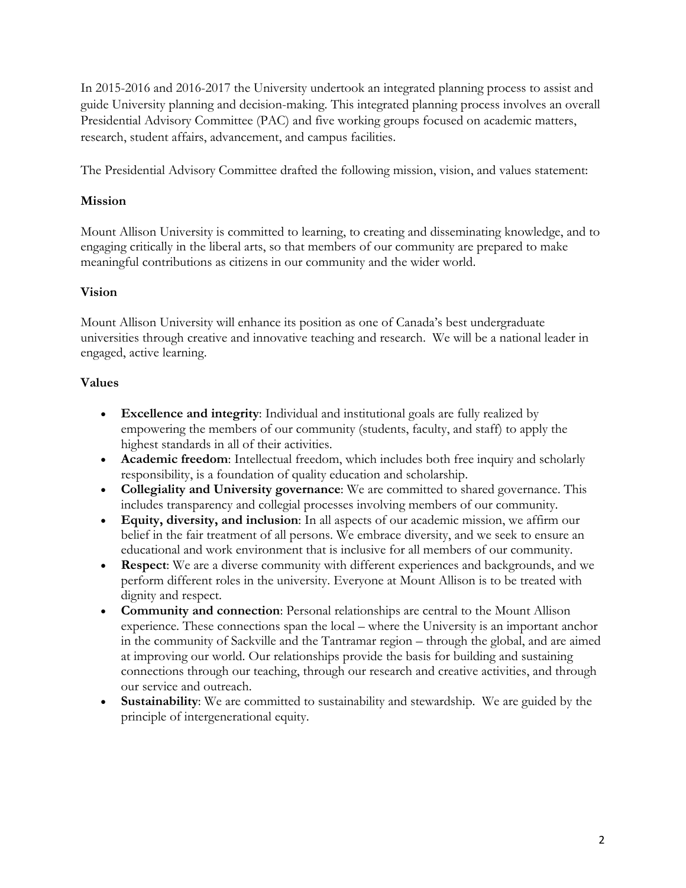In 2015-2016 and 2016-2017 the University undertook an integrated planning process to assist and guide University planning and decision-making. This integrated planning process involves an overall Presidential Advisory Committee (PAC) and five working groups focused on academic matters, research, student affairs, advancement, and campus facilities.

The Presidential Advisory Committee drafted the following mission, vision, and values statement:

## Mission

Mount Allison University is committed to learning, to creating and disseminating knowledge, and to engaging critically in the liberal arts, so that members of our community are prepared to make meaningful contributions as citizens in our community and the wider world.

## Vision

Mount Allison University will enhance its position as one of Canada's best undergraduate universities through creative and innovative teaching and research. We will be a national leader in engaged, active learning.

## Values

- **Excellence and integrity**: Individual and institutional goals are fully realized by empowering the members of our community (students, faculty, and staff) to apply the highest standards in all of their activities.
- **Academic freedom**: Intellectual freedom, which includes both free inquiry and scholarly responsibility, is a foundation of quality education and scholarship.
- **Collegiality and University governance**: We are committed to shared governance. This includes transparency and collegial processes involving members of our community.
- **Equity, diversity, and inclusion**: In all aspects of our academic mission, we affirm our belief in the fair treatment of all persons. We embrace diversity, and we seek to ensure an educational and work environment that is inclusive for all members of our community.
- **Respect**: We are a diverse community with different experiences and backgrounds, and we perform different roles in the university. Everyone at Mount Allison is to be treated with dignity and respect.
- **Community and connection**: Personal relationships are central to the Mount Allison experience. These connections span the local – where the University is an important anchor in the community of Sackville and the Tantramar region – through the global, and are aimed at improving our world. Our relationships provide the basis for building and sustaining connections through our teaching, through our research and creative activities, and through our service and outreach.
- **Sustainability**: We are committed to sustainability and stewardship. We are guided by the principle of intergenerational equity.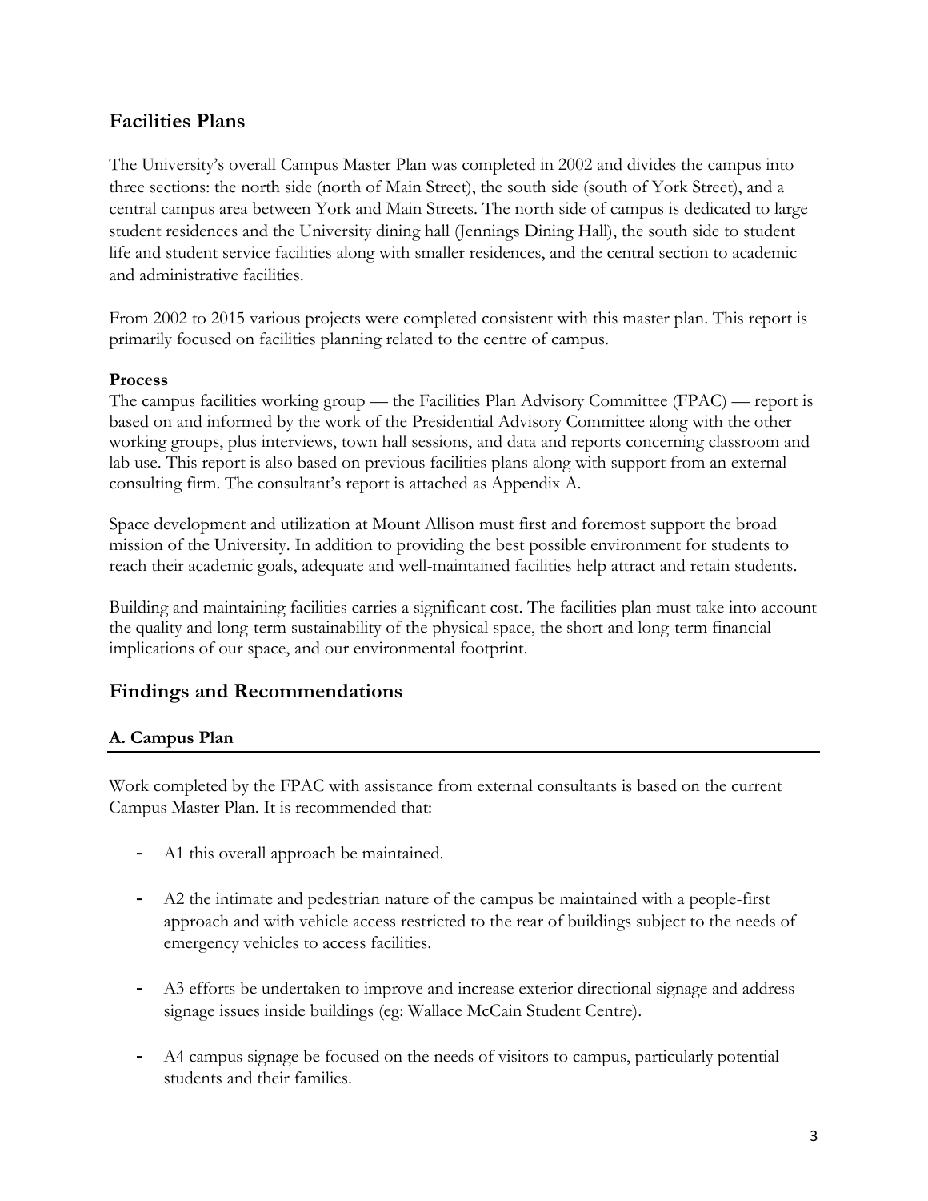## Facilities Plans

The University's overall Campus Master Plan was completed in 2002 and divides the campus into three sections: the north side (north of Main Street), the south side (south of York Street), and a central campus area between York and Main Streets. The north side of campus is dedicated to large student residences and the University dining hall (Jennings Dining Hall), the south side to student life and student service facilities along with smaller residences, and the central section to academic and administrative facilities.

From 2002 to 2015 various projects were completed consistent with this master plan. This report is primarily focused on facilities planning related to the centre of campus.

**Process**

The campus facilities working group — the Facilities Plan Advisory Committee (FPAC) — report is based on and informed by the work of the Presidential Advisory Committee along with the other working groups, plus interviews, town hall sessions, and data and reports concerning classroom and lab use. This report is also based on previous facilities plans along with support from an external consulting firm. The consultant's report is attached as Appendix A.

Space development and utilization at Mount Allison must first and foremost support the broad mission of the University. In addition to providing the best possible environment for students to reach their academic goals, adequate and well-maintained facilities help attract and retain students.

Building and maintaining facilities carries a significant cost. The facilities plan must take into account the quality and long-term sustainability of the physical space, the short and long-term financial implications of our space, and our environmental footprint.

## Findings and Recommendations

### A. Campus Plan

Work completed by the FPAC with assistance from external consultants is based on the current Campus Master Plan. It is recommended that:

- A1 this overall approach be maintained.
- A2 the intimate and pedestrian nature of the campus be maintained with a people-first approach and with vehicle access restricted to the rear of buildings subject to the needs of emergency vehicles to access facilities.
- A3 efforts be undertaken to improve and increase exterior directional signage and address signage issues inside buildings (eg: Wallace McCain Student Centre).
- A4 campus signage be focused on the needs of visitors to campus, particularly potential students and their families.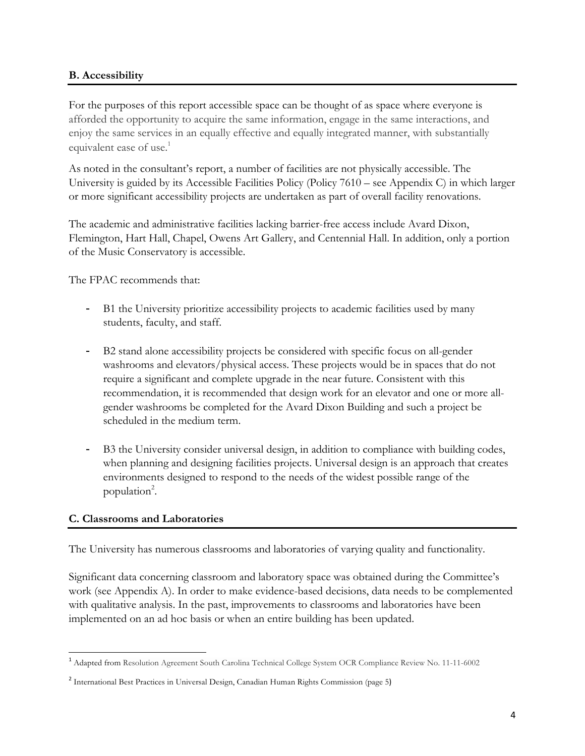## B. Accessibility

For the purposes of this report accessible space can be thought of as space where everyone is afforded the opportunity to acquire the same information, engage in the same interactions, and enjoy the same services in an equally effective and equally integrated manner, with substantially equivalent ease of use.[1]

As noted in the consultant's report, a number of facilities are not physically accessible. The University is guided by its Accessible Facilities Policy (Policy 7610 – see Appendix C) in which larger or more significant accessibility projects are undertaken as part of overall facility renovations.

The academic and administrative facilities lacking barrier-free access include Avard Dixon, Flemington, Hart Hall, Chapel, Owens Art Gallery, and Centennial Hall. In addition, only a portion of the Music Conservatory is accessible.

The FPAC recommends that:

- B1 the University prioritize accessibility projects to academic facilities used by many students, faculty, and staff.
- B2 stand alone accessibility projects be considered with specific focus on all-gender washrooms and elevators/physical access. These projects would be in spaces that do not require a significant and complete upgrade in the near future. Consistent with this recommendation, it is recommended that design work for an elevator and one or more all-gender washrooms be completed for the Avard Dixon Building and such a project be scheduled in the medium term.
- B3 the University consider universal design, in addition to compliance with building codes, when planning and designing facilities projects. Universal design is an approach that creates environments designed to respond to the needs of the widest possible range of the population[2].

## C. Classrooms and Laboratories

The University has numerous classrooms and laboratories of varying quality and functionality.

Significant data concerning classroom and laboratory space was obtained during the Committee's work (see Appendix A). In order to make evidence-based decisions, data needs to be complemented with qualitative analysis. In the past, improvements to classrooms and laboratories have been implemented on an ad hoc basis or when an entire building has been updated.

---

[1] Adapted from Resolution Agreement South Carolina Technical College System OCR Compliance Review No. 11-11-6002

[2] International Best Practices in Universal Design, Canadian Human Rights Commission (page 5)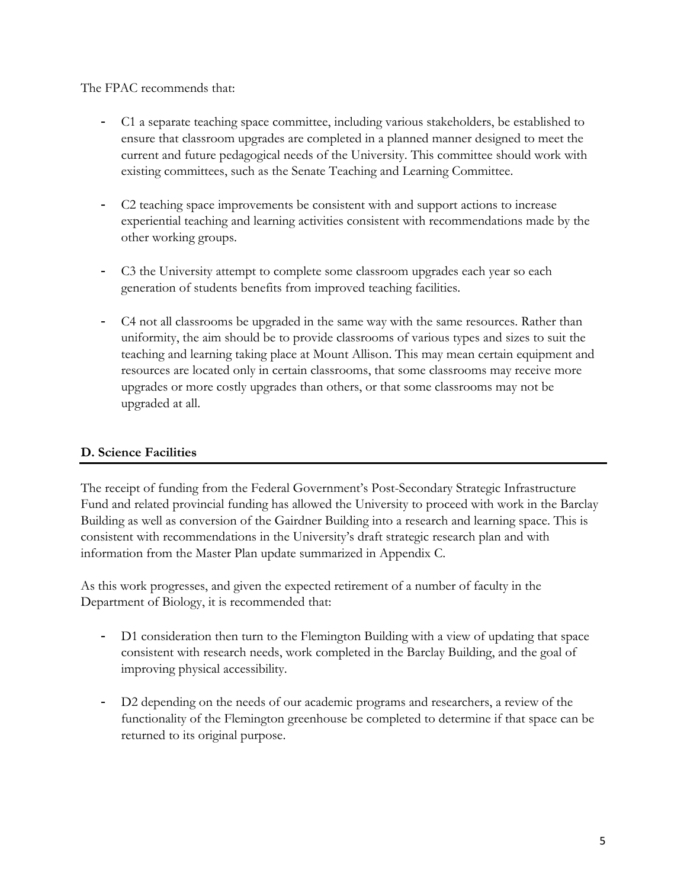The FPAC recommends that:

- C1 a separate teaching space committee, including various stakeholders, be established to ensure that classroom upgrades are completed in a planned manner designed to meet the current and future pedagogical needs of the University. This committee should work with existing committees, such as the Senate Teaching and Learning Committee.

- C2 teaching space improvements be consistent with and support actions to increase experiential teaching and learning activities consistent with recommendations made by the other working groups.

- C3 the University attempt to complete some classroom upgrades each year so each generation of students benefits from improved teaching facilities.

- C4 not all classrooms be upgraded in the same way with the same resources. Rather than uniformity, the aim should be to provide classrooms of various types and sizes to suit the teaching and learning taking place at Mount Allison. This may mean certain equipment and resources are located only in certain classrooms, that some classrooms may receive more upgrades or more costly upgrades than others, or that some classrooms may not be upgraded at all.

## D. Science Facilities

The receipt of funding from the Federal Government's Post-Secondary Strategic Infrastructure Fund and related provincial funding has allowed the University to proceed with work in the Barclay Building as well as conversion of the Gairdner Building into a research and learning space. This is consistent with recommendations in the University's draft strategic research plan and with information from the Master Plan update summarized in Appendix C.

As this work progresses, and given the expected retirement of a number of faculty in the Department of Biology, it is recommended that:

- D1 consideration then turn to the Flemington Building with a view of updating that space consistent with research needs, work completed in the Barclay Building, and the goal of improving physical accessibility.

- D2 depending on the needs of our academic programs and researchers, a review of the functionality of the Flemington greenhouse be completed to determine if that space can be returned to its original purpose.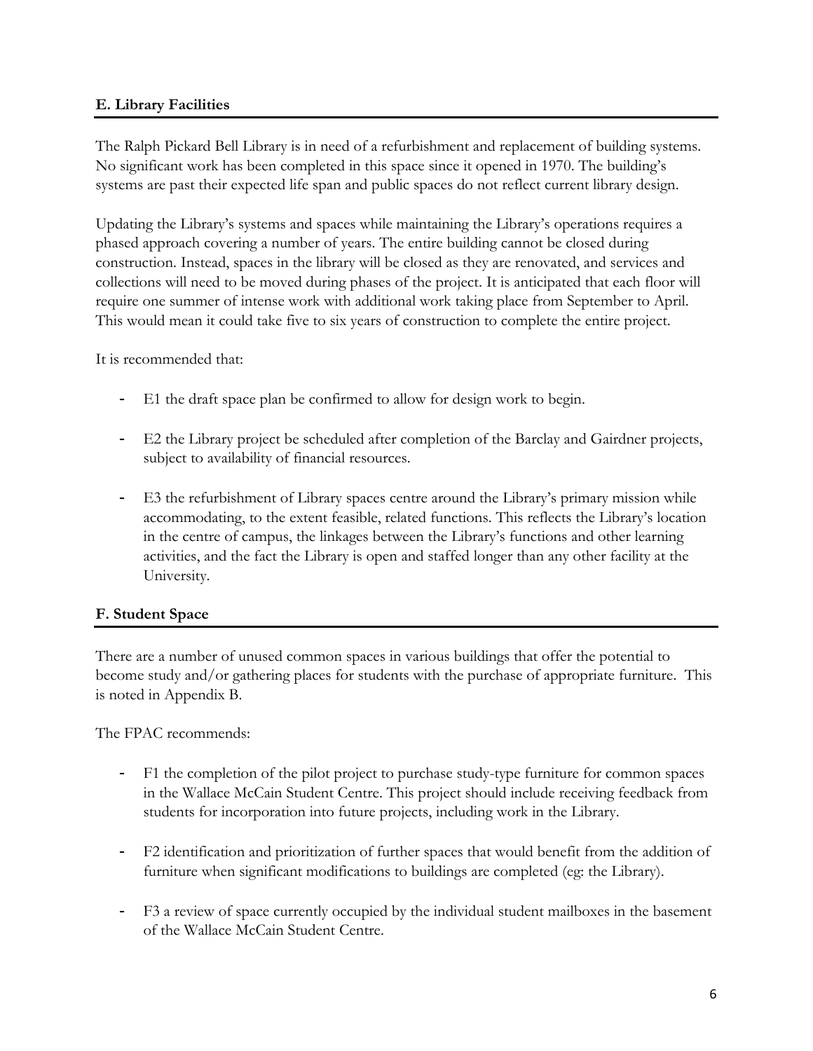## E. Library Facilities

The Ralph Pickard Bell Library is in need of a refurbishment and replacement of building systems. No significant work has been completed in this space since it opened in 1970. The building's systems are past their expected life span and public spaces do not reflect current library design.

Updating the Library's systems and spaces while maintaining the Library's operations requires a phased approach covering a number of years. The entire building cannot be closed during construction. Instead, spaces in the library will be closed as they are renovated, and services and collections will need to be moved during phases of the project. It is anticipated that each floor will require one summer of intense work with additional work taking place from September to April. This would mean it could take five to six years of construction to complete the entire project.

It is recommended that:

- E1 the draft space plan be confirmed to allow for design work to begin.
- E2 the Library project be scheduled after completion of the Barclay and Gairdner projects, subject to availability of financial resources.
- E3 the refurbishment of Library spaces centre around the Library's primary mission while accommodating, to the extent feasible, related functions. This reflects the Library's location in the centre of campus, the linkages between the Library's functions and other learning activities, and the fact the Library is open and staffed longer than any other facility at the University.

## F. Student Space

There are a number of unused common spaces in various buildings that offer the potential to become study and/or gathering places for students with the purchase of appropriate furniture. This is noted in Appendix B.

The FPAC recommends:

- F1 the completion of the pilot project to purchase study-type furniture for common spaces in the Wallace McCain Student Centre. This project should include receiving feedback from students for incorporation into future projects, including work in the Library.
- F2 identification and prioritization of further spaces that would benefit from the addition of furniture when significant modifications to buildings are completed (eg: the Library).
- F3 a review of space currently occupied by the individual student mailboxes in the basement of the Wallace McCain Student Centre.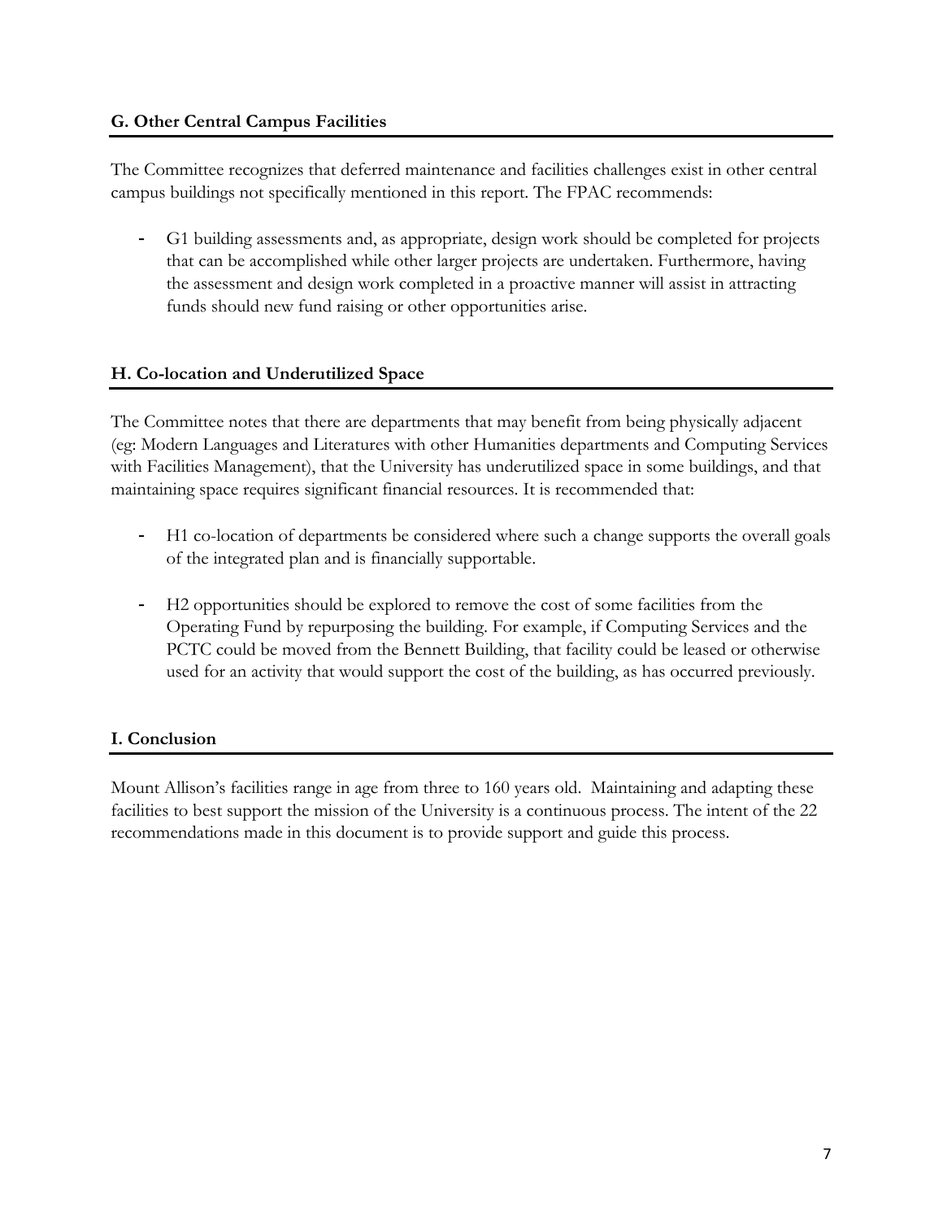### G. Other Central Campus Facilities

The Committee recognizes that deferred maintenance and facilities challenges exist in other central campus buildings not specifically mentioned in this report. The FPAC recommends:

- G1 building assessments and, as appropriate, design work should be completed for projects that can be accomplished while other larger projects are undertaken. Furthermore, having the assessment and design work completed in a proactive manner will assist in attracting funds should new fund raising or other opportunities arise.

### H. Co-location and Underutilized Space

The Committee notes that there are departments that may benefit from being physically adjacent (eg: Modern Languages and Literatures with other Humanities departments and Computing Services with Facilities Management), that the University has underutilized space in some buildings, and that maintaining space requires significant financial resources. It is recommended that:

- H1 co-location of departments be considered where such a change supports the overall goals of the integrated plan and is financially supportable.

- H2 opportunities should be explored to remove the cost of some facilities from the Operating Fund by repurposing the building. For example, if Computing Services and the PCTC could be moved from the Bennett Building, that facility could be leased or otherwise used for an activity that would support the cost of the building, as has occurred previously.

### I. Conclusion

Mount Allison's facilities range in age from three to 160 years old. Maintaining and adapting these facilities to best support the mission of the University is a continuous process. The intent of the 22 recommendations made in this document is to provide support and guide this process.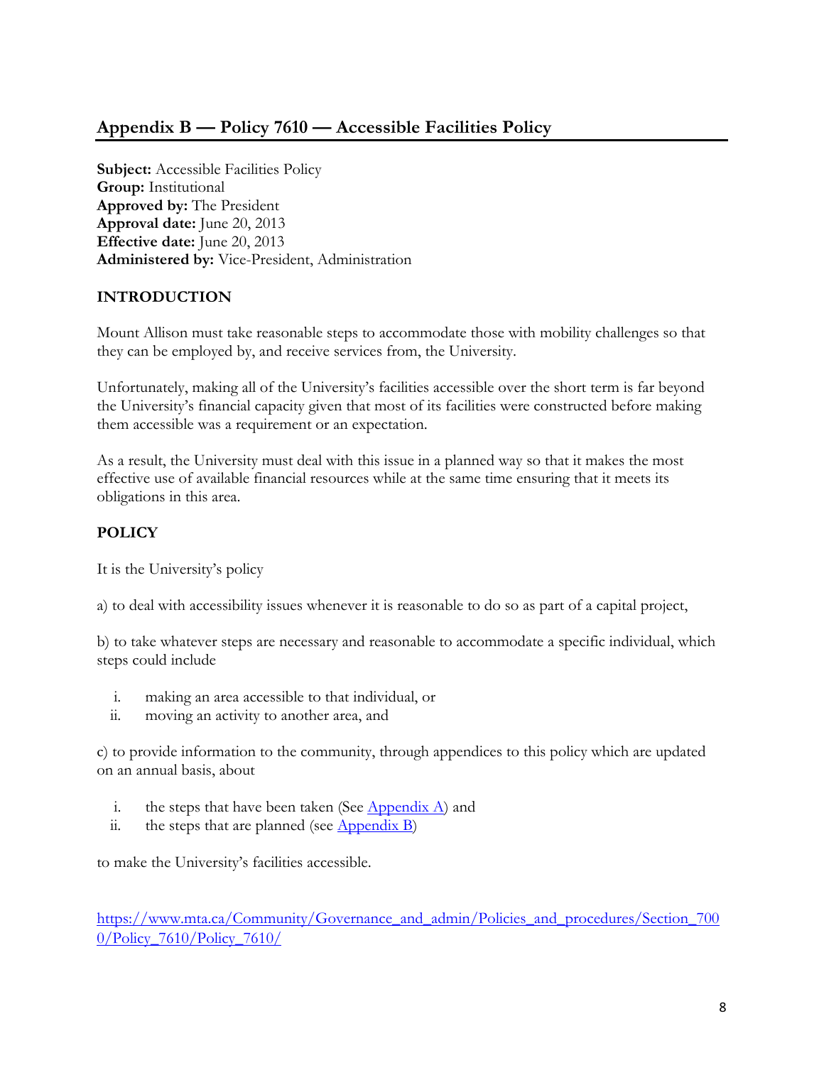## Appendix B — Policy 7610 — Accessible Facilities Policy

**Subject:** Accessible Facilities Policy
**Group:** Institutional
**Approved by:** The President
**Approval date:** June 20, 2013
**Effective date:** June 20, 2013
**Administered by:** Vice-President, Administration

### INTRODUCTION

Mount Allison must take reasonable steps to accommodate those with mobility challenges so that they can be employed by, and receive services from, the University.

Unfortunately, making all of the University's facilities accessible over the short term is far beyond the University's financial capacity given that most of its facilities were constructed before making them accessible was a requirement or an expectation.

As a result, the University must deal with this issue in a planned way so that it makes the most effective use of available financial resources while at the same time ensuring that it meets its obligations in this area.

### POLICY

It is the University's policy

a) to deal with accessibility issues whenever it is reasonable to do so as part of a capital project,

b) to take whatever steps are necessary and reasonable to accommodate a specific individual, which steps could include

i. making an area accessible to that individual, or
ii. moving an activity to another area, and

c) to provide information to the community, through appendices to this policy which are updated on an annual basis, about

i. the steps that have been taken (See [Appendix A]) and
ii. the steps that are planned (see [Appendix B])

to make the University's facilities accessible.

https://www.mta.ca/Community/Governance_and_admin/Policies_and_procedures/Section_7000/Policy_7610/Policy_7610/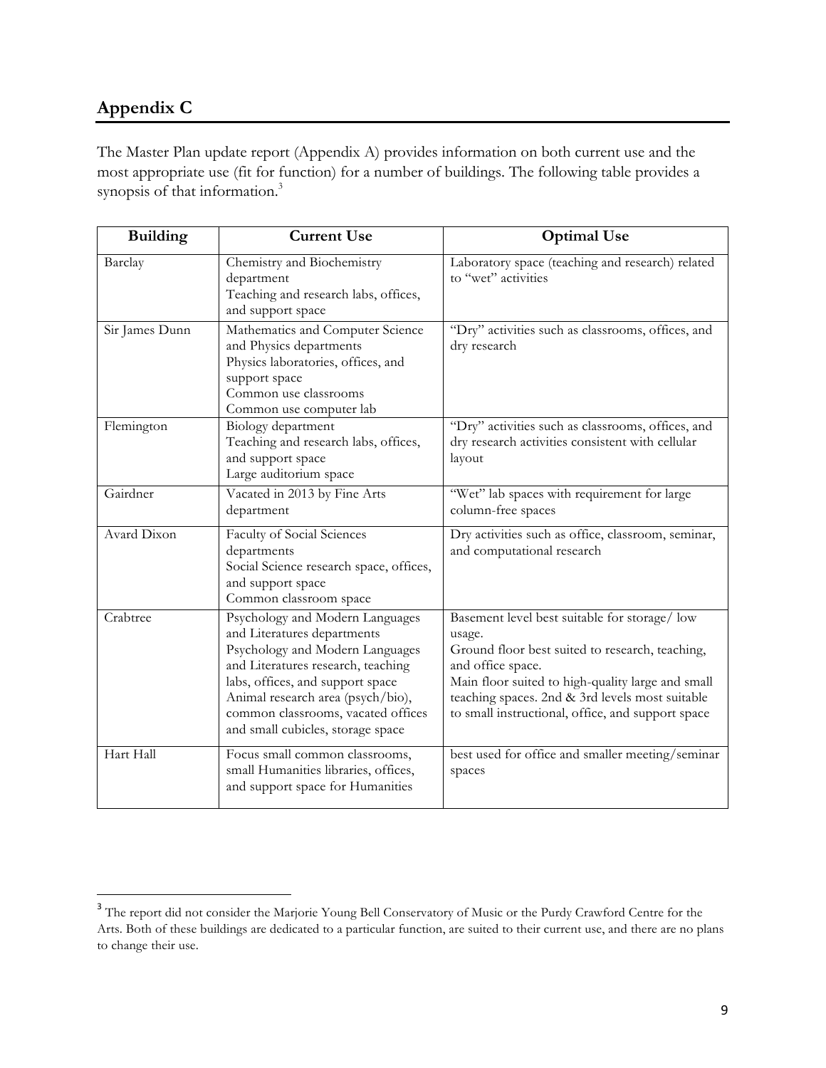## Appendix C

The Master Plan update report (Appendix A) provides information on both current use and the most appropriate use (fit for function) for a number of buildings. The following table provides a synopsis of that information.[3]

| Building | Current Use | Optimal Use |
|---|---|---|
| Barclay | Chemistry and Biochemistry department<br>Teaching and research labs, offices, and support space | Laboratory space (teaching and research) related to "wet" activities |
| Sir James Dunn | Mathematics and Computer Science and Physics departments<br>Physics laboratories, offices, and support space<br>Common use classrooms<br>Common use computer lab | "Dry" activities such as classrooms, offices, and dry research |
| Flemington | Biology department<br>Teaching and research labs, offices, and support space<br>Large auditorium space | "Dry" activities such as classrooms, offices, and dry research activities consistent with cellular layout |
| Gairdner | Vacated in 2013 by Fine Arts department | "Wet" lab spaces with requirement for large column-free spaces |
| Avard Dixon | Faculty of Social Sciences departments<br>Social Science research space, offices, and support space<br>Common classroom space | Dry activities such as office, classroom, seminar, and computational research |
| Crabtree | Psychology and Modern Languages and Literatures departments<br>Psychology and Modern Languages and Literatures research, teaching labs, offices, and support space<br>Animal research area (psych/bio), common classrooms, vacated offices and small cubicles, storage space | Basement level best suitable for storage/ low usage.<br>Ground floor best suited to research, teaching, and office space.<br>Main floor suited to high-quality large and small teaching spaces. 2nd & 3rd levels most suitable to small instructional, office, and support space |
| Hart Hall | Focus small common classrooms, small Humanities libraries, offices, and support space for Humanities | best used for office and smaller meeting/seminar spaces |

[3] The report did not consider the Marjorie Young Bell Conservatory of Music or the Purdy Crawford Centre for the Arts. Both of these buildings are dedicated to a particular function, are suited to their current use, and there are no plans to change their use.